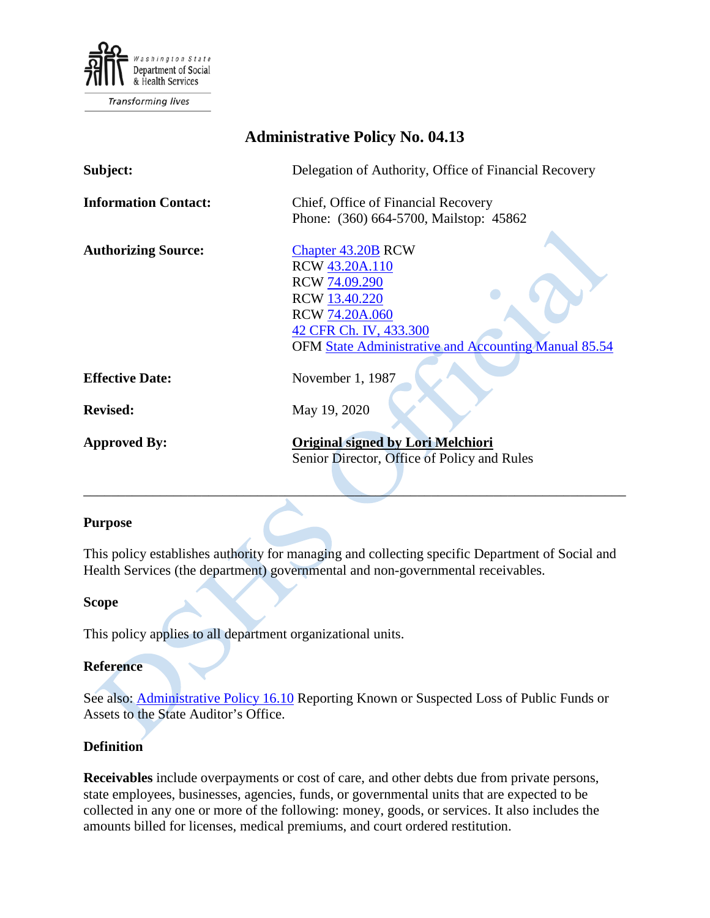Washington State Department of Social & Health Services

Transforming lives

# Administrative Policy No. 04.13

| | |
|---|---|
| **Subject:** | Delegation of Authority, Office of Financial Recovery |
| **Information Contact:** | Chief, Office of Financial Recovery<br>Phone: (360) 664-5700, Mailstop: 45862 |
| **Authorizing Source:** | Chapter 43.20B RCW<br>RCW 43.20A.110<br>RCW 74.09.290<br>RCW 13.40.220<br>RCW 74.20A.060<br>42 CFR Ch. IV, 433.300<br>OFM State Administrative and Accounting Manual 85.54 |
| **Effective Date:** | November 1, 1987 |
| **Revised:** | May 19, 2020 |
| **Approved By:** | **Original signed by Lori Melchiori**<br>Senior Director, Office of Policy and Rules |

---

## Purpose

This policy establishes authority for managing and collecting specific Department of Social and Health Services (the department) governmental and non-governmental receivables.

## Scope

This policy applies to all department organizational units.

## Reference

See also: Administrative Policy 16.10 Reporting Known or Suspected Loss of Public Funds or Assets to the State Auditor's Office.

## Definition

**Receivables** include overpayments or cost of care, and other debts due from private persons, state employees, businesses, agencies, funds, or governmental units that are expected to be collected in any one or more of the following: money, goods, or services. It also includes the amounts billed for licenses, medical premiums, and court ordered restitution.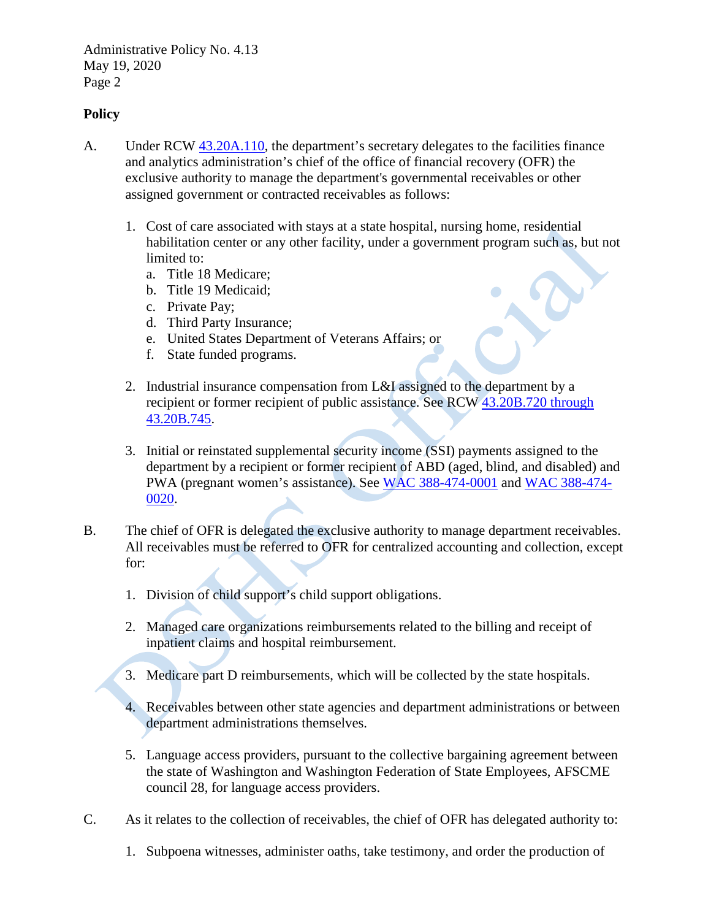## Policy

A. Under RCW [43.20A.110](), the department's secretary delegates to the facilities finance and analytics administration's chief of the office of financial recovery (OFR) the exclusive authority to manage the department's governmental receivables or other assigned government or contracted receivables as follows:

1. Cost of care associated with stays at a state hospital, nursing home, residential habilitation center or any other facility, under a government program such as, but not limited to:
   a. Title 18 Medicare;
   b. Title 19 Medicaid;
   c. Private Pay;
   d. Third Party Insurance;
   e. United States Department of Veterans Affairs; or
   f. State funded programs.

2. Industrial insurance compensation from L&I assigned to the department by a recipient or former recipient of public assistance. See RCW [43.20B.720 through 43.20B.745]().

3. Initial or reinstated supplemental security income (SSI) payments assigned to the department by a recipient or former recipient of ABD (aged, blind, and disabled) and PWA (pregnant women's assistance). See [WAC 388-474-0001]() and [WAC 388-474-0020]().

B. The chief of OFR is delegated the exclusive authority to manage department receivables. All receivables must be referred to OFR for centralized accounting and collection, except for:

1. Division of child support's child support obligations.

2. Managed care organizations reimbursements related to the billing and receipt of inpatient claims and hospital reimbursement.

3. Medicare part D reimbursements, which will be collected by the state hospitals.

4. Receivables between other state agencies and department administrations or between department administrations themselves.

5. Language access providers, pursuant to the collective bargaining agreement between the state of Washington and Washington Federation of State Employees, AFSCME council 28, for language access providers.

C. As it relates to the collection of receivables, the chief of OFR has delegated authority to:

1. Subpoena witnesses, administer oaths, take testimony, and order the production of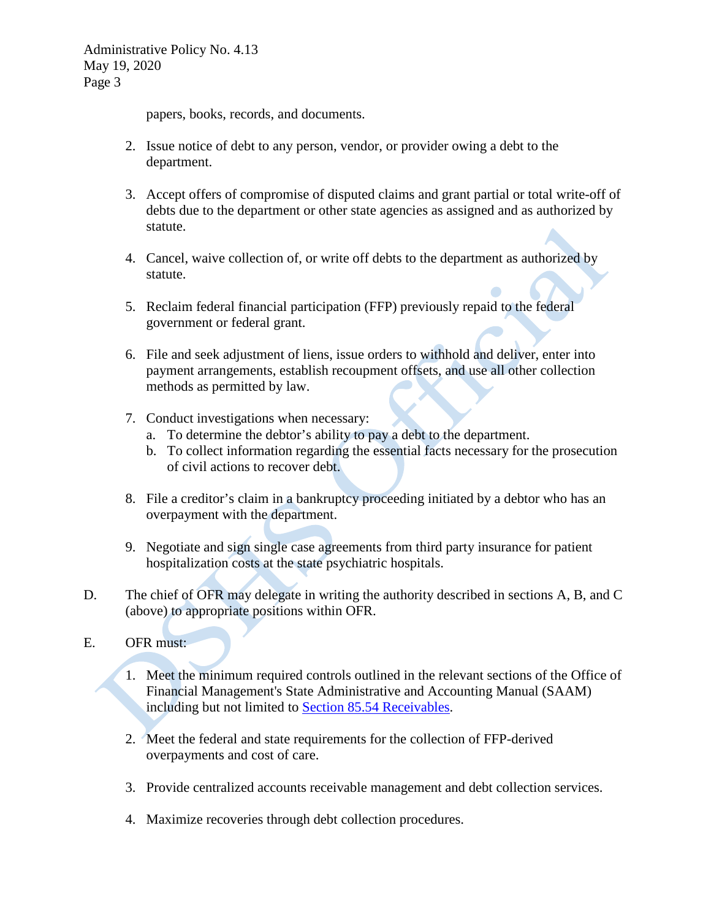papers, books, records, and documents.

2. Issue notice of debt to any person, vendor, or provider owing a debt to the department.

3. Accept offers of compromise of disputed claims and grant partial or total write-off of debts due to the department or other state agencies as assigned and as authorized by statute.

4. Cancel, waive collection of, or write off debts to the department as authorized by statute.

5. Reclaim federal financial participation (FFP) previously repaid to the federal government or federal grant.

6. File and seek adjustment of liens, issue orders to withhold and deliver, enter into payment arrangements, establish recoupment offsets, and use all other collection methods as permitted by law.

7. Conduct investigations when necessary:
   a. To determine the debtor's ability to pay a debt to the department.
   b. To collect information regarding the essential facts necessary for the prosecution of civil actions to recover debt.

8. File a creditor's claim in a bankruptcy proceeding initiated by a debtor who has an overpayment with the department.

9. Negotiate and sign single case agreements from third party insurance for patient hospitalization costs at the state psychiatric hospitals.

D. The chief of OFR may delegate in writing the authority described in sections A, B, and C (above) to appropriate positions within OFR.

E. OFR must:

1. Meet the minimum required controls outlined in the relevant sections of the Office of Financial Management's State Administrative and Accounting Manual (SAAM) including but not limited to Section 85.54 Receivables.

2. Meet the federal and state requirements for the collection of FFP-derived overpayments and cost of care.

3. Provide centralized accounts receivable management and debt collection services.

4. Maximize recoveries through debt collection procedures.